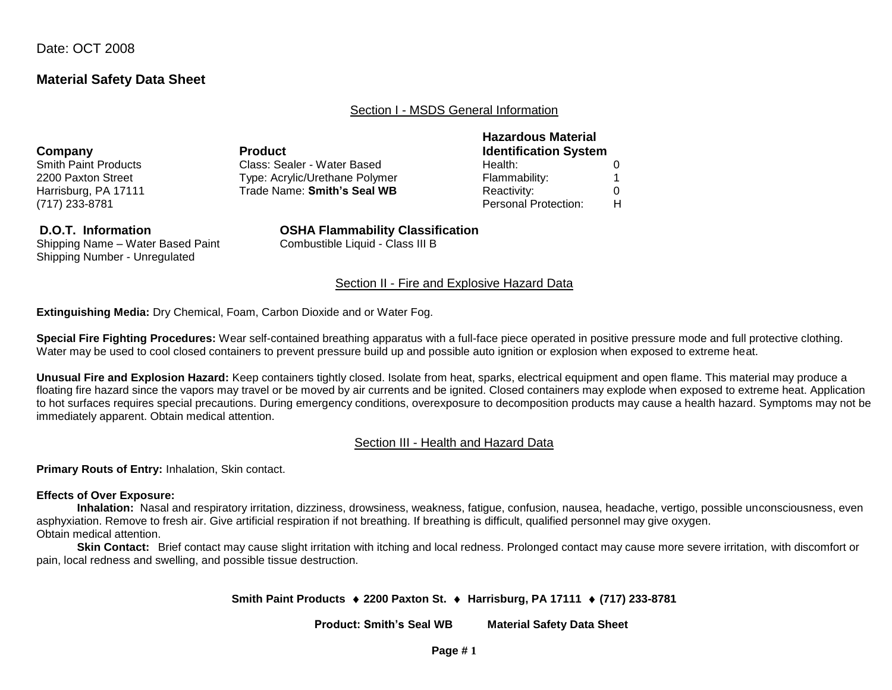Date: OCT 2008

# Material Safety Data Sheet

## Section I - MSDS General Information

| Company | Product | Hazardous Material Identification System | |
|---|---|---|---|
| Smith Paint Products | Class: Sealer - Water Based | Health: | 0 |
| 2200 Paxton Street | Type: Acrylic/Urethane Polymer | Flammability: | 1 |
| Harrisburg, PA 17111 | Trade Name: **Smith's Seal WB** | Reactivity: | 0 |
| (717) 233-8781 | | Personal Protection: | H |

**D.O.T. Information**
Shipping Name – Water Based Paint
Shipping Number - Unregulated

**OSHA Flammability Classification**
Combustible Liquid - Class III B

## Section II - Fire and Explosive Hazard Data

**Extinguishing Media:** Dry Chemical, Foam, Carbon Dioxide and or Water Fog.

**Special Fire Fighting Procedures:** Wear self-contained breathing apparatus with a full-face piece operated in positive pressure mode and full protective clothing. Water may be used to cool closed containers to prevent pressure build up and possible auto ignition or explosion when exposed to extreme heat.

**Unusual Fire and Explosion Hazard:** Keep containers tightly closed. Isolate from heat, sparks, electrical equipment and open flame. This material may produce a floating fire hazard since the vapors may travel or be moved by air currents and be ignited. Closed containers may explode when exposed to extreme heat. Application to hot surfaces requires special precautions. During emergency conditions, overexposure to decomposition products may cause a health hazard. Symptoms may not be immediately apparent. Obtain medical attention.

## Section III - Health and Hazard Data

**Primary Routs of Entry:** Inhalation, Skin contact.

**Effects of Over Exposure:**

**Inhalation:** Nasal and respiratory irritation, dizziness, drowsiness, weakness, fatigue, confusion, nausea, headache, vertigo, possible unconsciousness, even asphyxiation. Remove to fresh air. Give artificial respiration if not breathing. If breathing is difficult, qualified personnel may give oxygen.
Obtain medical attention.

**Skin Contact:** Brief contact may cause slight irritation with itching and local redness. Prolonged contact may cause more severe irritation, with discomfort or pain, local redness and swelling, and possible tissue destruction.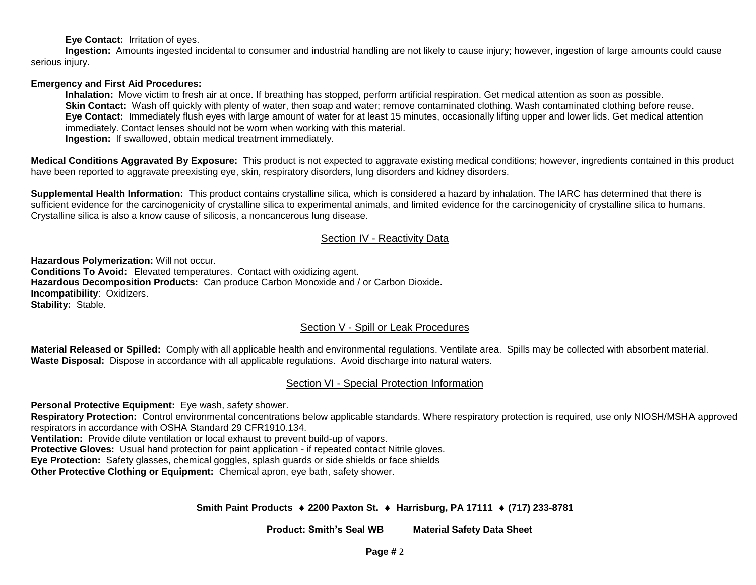**Eye Contact:** Irritation of eyes.

**Ingestion:** Amounts ingested incidental to consumer and industrial handling are not likely to cause injury; however, ingestion of large amounts could cause serious injury.

**Emergency and First Aid Procedures:**

**Inhalation:** Move victim to fresh air at once. If breathing has stopped, perform artificial respiration. Get medical attention as soon as possible.
**Skin Contact:** Wash off quickly with plenty of water, then soap and water; remove contaminated clothing. Wash contaminated clothing before reuse.
**Eye Contact:** Immediately flush eyes with large amount of water for at least 15 minutes, occasionally lifting upper and lower lids. Get medical attention immediately. Contact lenses should not be worn when working with this material.
**Ingestion:** If swallowed, obtain medical treatment immediately.

**Medical Conditions Aggravated By Exposure:** This product is not expected to aggravate existing medical conditions; however, ingredients contained in this product have been reported to aggravate preexisting eye, skin, respiratory disorders, lung disorders and kidney disorders.

**Supplemental Health Information:** This product contains crystalline silica, which is considered a hazard by inhalation. The IARC has determined that there is sufficient evidence for the carcinogenicity of crystalline silica to experimental animals, and limited evidence for the carcinogenicity of crystalline silica to humans. Crystalline silica is also a know cause of silicosis, a noncancerous lung disease.

## Section IV - Reactivity Data

**Hazardous Polymerization:** Will not occur.
**Conditions To Avoid:** Elevated temperatures. Contact with oxidizing agent.
**Hazardous Decomposition Products:** Can produce Carbon Monoxide and / or Carbon Dioxide.
**Incompatibility**: Oxidizers.
**Stability:** Stable.

## Section V - Spill or Leak Procedures

**Material Released or Spilled:** Comply with all applicable health and environmental regulations. Ventilate area. Spills may be collected with absorbent material.
**Waste Disposal:** Dispose in accordance with all applicable regulations. Avoid discharge into natural waters.

## Section VI - Special Protection Information

**Personal Protective Equipment:** Eye wash, safety shower.
**Respiratory Protection:** Control environmental concentrations below applicable standards. Where respiratory protection is required, use only NIOSH/MSHA approved respirators in accordance with OSHA Standard 29 CFR1910.134.
**Ventilation:** Provide dilute ventilation or local exhaust to prevent build-up of vapors.
**Protective Gloves:** Usual hand protection for paint application - if repeated contact Nitrile gloves.
**Eye Protection:** Safety glasses, chemical goggles, splash guards or side shields or face shields
**Other Protective Clothing or Equipment:** Chemical apron, eye bath, safety shower.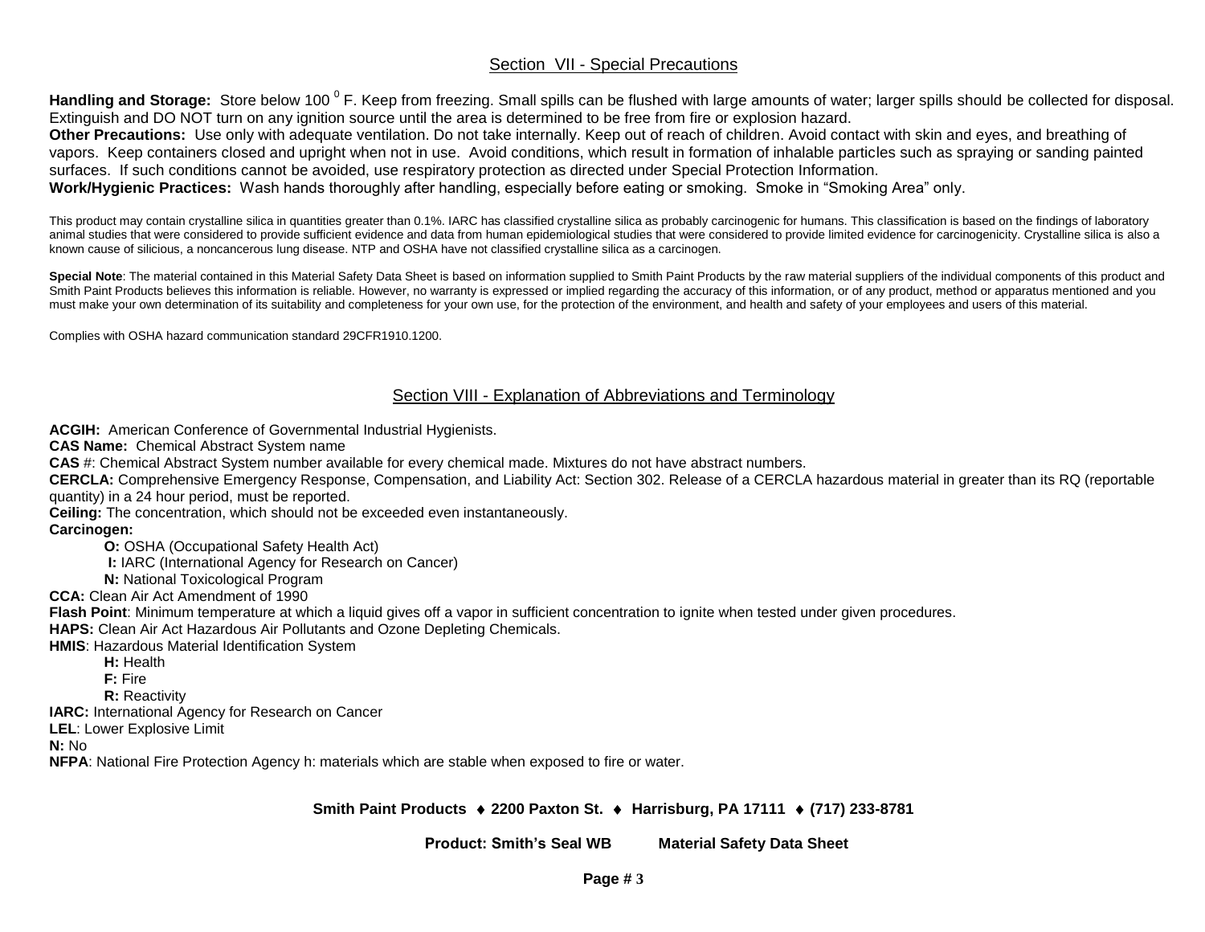## Section VII - Special Precautions

**Handling and Storage:** Store below 100 $^{0}$ F. Keep from freezing. Small spills can be flushed with large amounts of water; larger spills should be collected for disposal. Extinguish and DO NOT turn on any ignition source until the area is determined to be free from fire or explosion hazard.
**Other Precautions:** Use only with adequate ventilation. Do not take internally. Keep out of reach of children. Avoid contact with skin and eyes, and breathing of vapors. Keep containers closed and upright when not in use. Avoid conditions, which result in formation of inhalable particles such as spraying or sanding painted surfaces. If such conditions cannot be avoided, use respiratory protection as directed under Special Protection Information.
**Work/Hygienic Practices:** Wash hands thoroughly after handling, especially before eating or smoking. Smoke in "Smoking Area" only.

This product may contain crystalline silica in quantities greater than 0.1%. IARC has classified crystalline silica as probably carcinogenic for humans. This classification is based on the findings of laboratory animal studies that were considered to provide sufficient evidence and data from human epidemiological studies that were considered to provide limited evidence for carcinogenicity. Crystalline silica is also a known cause of silicious, a noncancerous lung disease. NTP and OSHA have not classified crystalline silica as a carcinogen.

**Special Note**: The material contained in this Material Safety Data Sheet is based on information supplied to Smith Paint Products by the raw material suppliers of the individual components of this product and Smith Paint Products believes this information is reliable. However, no warranty is expressed or implied regarding the accuracy of this information, or of any product, method or apparatus mentioned and you must make your own determination of its suitability and completeness for your own use, for the protection of the environment, and health and safety of your employees and users of this material.

Complies with OSHA hazard communication standard 29CFR1910.1200.

## Section VIII - Explanation of Abbreviations and Terminology

**ACGIH:** American Conference of Governmental Industrial Hygienists.
**CAS Name:** Chemical Abstract System name
**CAS** #: Chemical Abstract System number available for every chemical made. Mixtures do not have abstract numbers.
**CERCLA:** Comprehensive Emergency Response, Compensation, and Liability Act: Section 302. Release of a CERCLA hazardous material in greater than its RQ (reportable quantity) in a 24 hour period, must be reported.
**Ceiling:** The concentration, which should not be exceeded even instantaneously.
**Carcinogen:**
- **O:** OSHA (Occupational Safety Health Act)
- **I:** IARC (International Agency for Research on Cancer)
- **N:** National Toxicological Program

**CCA:** Clean Air Act Amendment of 1990
**Flash Point**: Minimum temperature at which a liquid gives off a vapor in sufficient concentration to ignite when tested under given procedures.
**HAPS:** Clean Air Act Hazardous Air Pollutants and Ozone Depleting Chemicals.
**HMIS**: Hazardous Material Identification System
- **H:** Health
- **F:** Fire
- **R:** Reactivity

**IARC:** International Agency for Research on Cancer
**LEL**: Lower Explosive Limit
**N:** No
**NFPA**: National Fire Protection Agency h: materials which are stable when exposed to fire or water.

**Smith Paint Products ♦ 2200 Paxton St. ♦ Harrisburg, PA 17111 ♦ (717) 233-8781**

**Product: Smith's Seal WB Material Safety Data Sheet**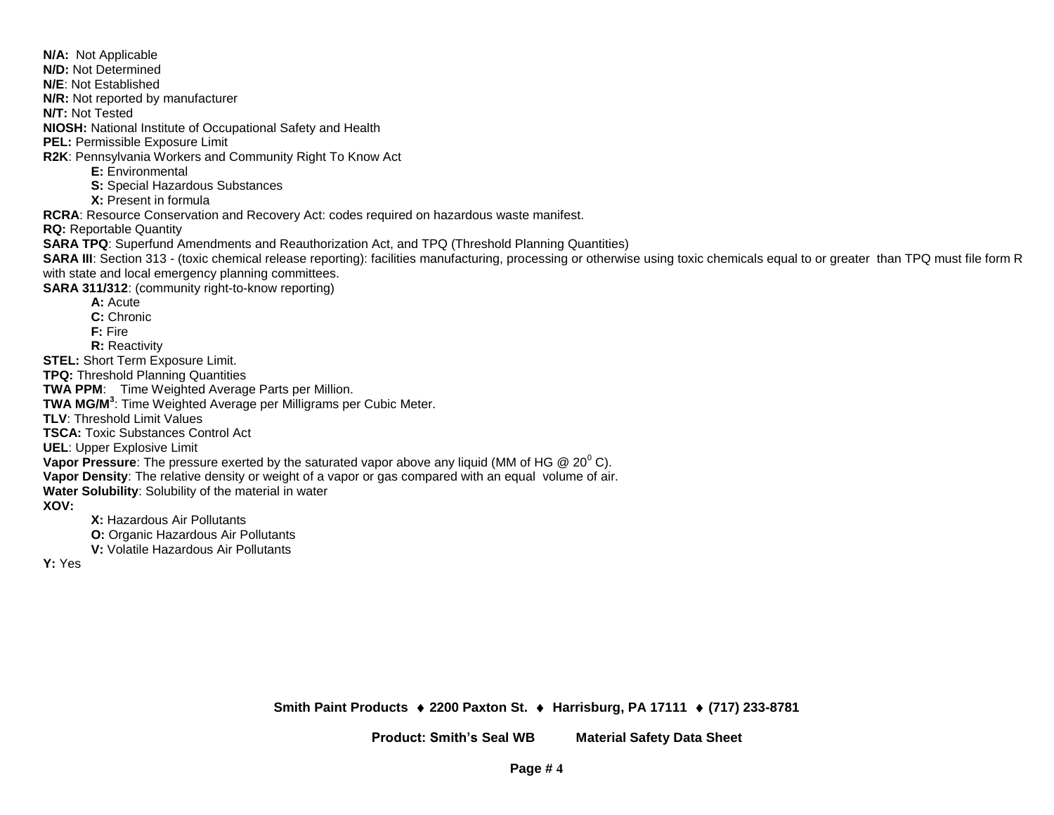**N/A:** Not Applicable
**N/D:** Not Determined
**N/E**: Not Established
**N/R:** Not reported by manufacturer
**N/T:** Not Tested
**NIOSH:** National Institute of Occupational Safety and Health
**PEL:** Permissible Exposure Limit
**R2K**: Pennsylvania Workers and Community Right To Know Act

- **E:** Environmental
- **S:** Special Hazardous Substances
- **X:** Present in formula

**RCRA**: Resource Conservation and Recovery Act: codes required on hazardous waste manifest.
**RQ:** Reportable Quantity
**SARA TPQ**: Superfund Amendments and Reauthorization Act, and TPQ (Threshold Planning Quantities)
**SARA III**: Section 313 - (toxic chemical release reporting): facilities manufacturing, processing or otherwise using toxic chemicals equal to or greater than TPQ must file form R with state and local emergency planning committees.
**SARA 311/312**: (community right-to-know reporting)

- **A:** Acute
- **C:** Chronic
- **F:** Fire
- **R:** Reactivity

**STEL:** Short Term Exposure Limit.
**TPQ:** Threshold Planning Quantities
**TWA PPM**: Time Weighted Average Parts per Million.
**TWA MG/M$^3$**: Time Weighted Average per Milligrams per Cubic Meter.
**TLV**: Threshold Limit Values
**TSCA:** Toxic Substances Control Act
**UEL**: Upper Explosive Limit
**Vapor Pressure**: The pressure exerted by the saturated vapor above any liquid (MM of HG @ 20$^0$ C).
**Vapor Density**: The relative density or weight of a vapor or gas compared with an equal volume of air.
**Water Solubility**: Solubility of the material in water
**XOV:**

- **X:** Hazardous Air Pollutants
- **O:** Organic Hazardous Air Pollutants
- **V:** Volatile Hazardous Air Pollutants

**Y:** Yes

**Smith Paint Products ♦ 2200 Paxton St. ♦ Harrisburg, PA 17111 ♦ (717) 233-8781**

**Product: Smith's Seal WB Material Safety Data Sheet**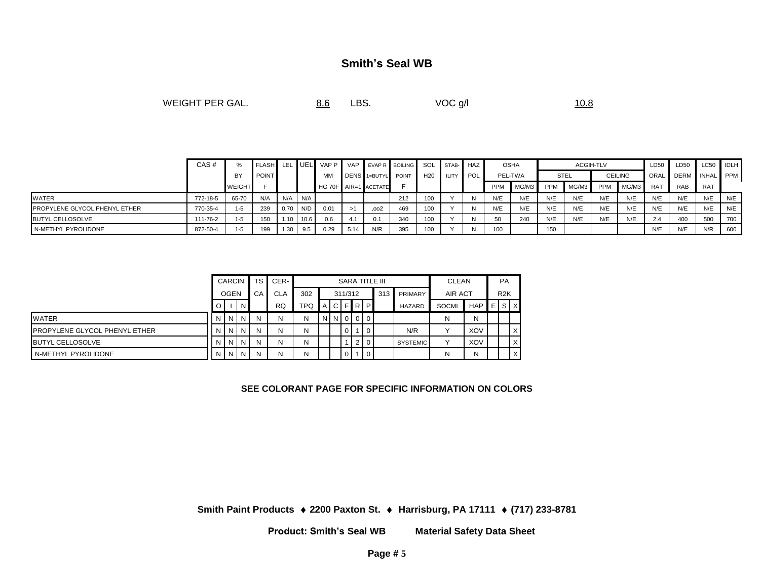## Smith's Seal WB

WEIGHT PER GAL. 8.6 LBS. VOC g/l 10.8

| | CAS # | % BY WEIGHT | FLASH POINT F | LEL | UEL | VAP P MM HG 70F | VAP DENS AIR=1 | EVAP R 1=BUTYL ACETATE | BOILING POINT F | SOL H20 | STAB-ILITY | HAZ POL | OSHA PEL-TWA | | ACGIH-TLV STEL | | ACGIH-TLV CEILING | | LD50 ORAL RAT | LD50 DERM RAB | LC50 INHAL RAT | IDLH PPM |
|---|---|---|---|---|---|---|---|---|---|---|---|---|---|---|---|---|---|---|---|---|---|---|
| | | | | | | | | | | | | | PPM | MG/M3 | PPM | MG/M3 | PPM | MG/M3 | | | | |
| WATER | 772-18-5 | 65-70 | N/A | N/A | N/A | | | | 212 | 100 | Y | N | N/E | N/E | N/E | N/E | N/E | N/E | N/E | N/E | N/E | N/E |
| PROPYLENE GLYCOL PHENYL ETHER | 770-35-4 | 1-5 | 239 | 0.70 | N/D | 0.01 | >1 | ,oo2 | 469 | 100 | Y | N | N/E | N/E | N/E | N/E | N/E | N/E | N/E | N/E | N/E | N/E |
| BUTYL CELLOSOLVE | 111-76-2 | 1-5 | 150 | 1.10 | 10.6 | 0.6 | 4.1 | 0.1 | 340 | 100 | Y | N | 50 | 240 | N/E | N/E | N/E | N/E | 2.4 | 400 | 500 | 700 |
| N-METHYL PYROLIDONE | 872-50-4 | 1-5 | 199 | 1.30 | 9.5 | 0.29 | 5.14 | N/R | 395 | 100 | Y | N | 100 | | 150 | | | | N/E | N/E | N/R | 600 |

| | CARCIN OGEN | | | TS CA | CER-CLA RQ | SARA TITLE III 302 TPQ | 311/312 | | | | | 313 | PRIMARY HAZARD | CLEAN AIR ACT SOCMI | HAP | PA R2K | | |
|---|---|---|---|---|---|---|---|---|---|---|---|---|---|---|---|---|---|---|
| | O | I | N | | | | A | C | F | R | P | | | | | E | S | X |
| WATER | N | N | N | N | N | N | N | N | 0 | 0 | 0 | | | N | N | | | |
| PROPYLENE GLYCOL PHENYL ETHER | N | N | N | N | N | N | | | 0 | 1 | 0 | | N/R | Y | XOV | | | X |
| BUTYL CELLOSOLVE | N | N | N | N | N | N | | | 1 | 2 | 0 | | SYSTEMIC | Y | XOV | | | X |
| N-METHYL PYROLIDONE | N | N | N | N | N | N | | | 0 | 1 | 0 | | | N | N | | | X |

**SEE COLORANT PAGE FOR SPECIFIC INFORMATION ON COLORS**

**Smith Paint Products ♦ 2200 Paxton St. ♦ Harrisburg, PA 17111 ♦ (717) 233-8781**

**Product: Smith's Seal WB Material Safety Data Sheet**